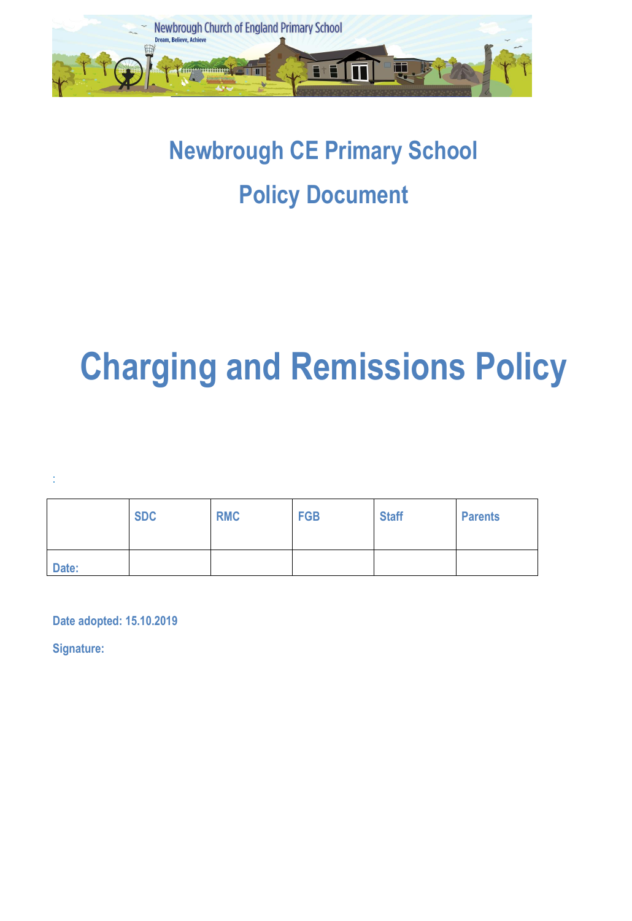# Newbrough CE Primary School

## Policy Document

# Charging and Remissions Policy

:

| | SDC | RMC | FGB | Staff | Parents |
|---|---|---|---|---|---|
| Date: | | | | | |

**Date adopted: 15.10.2019**

**Signature:**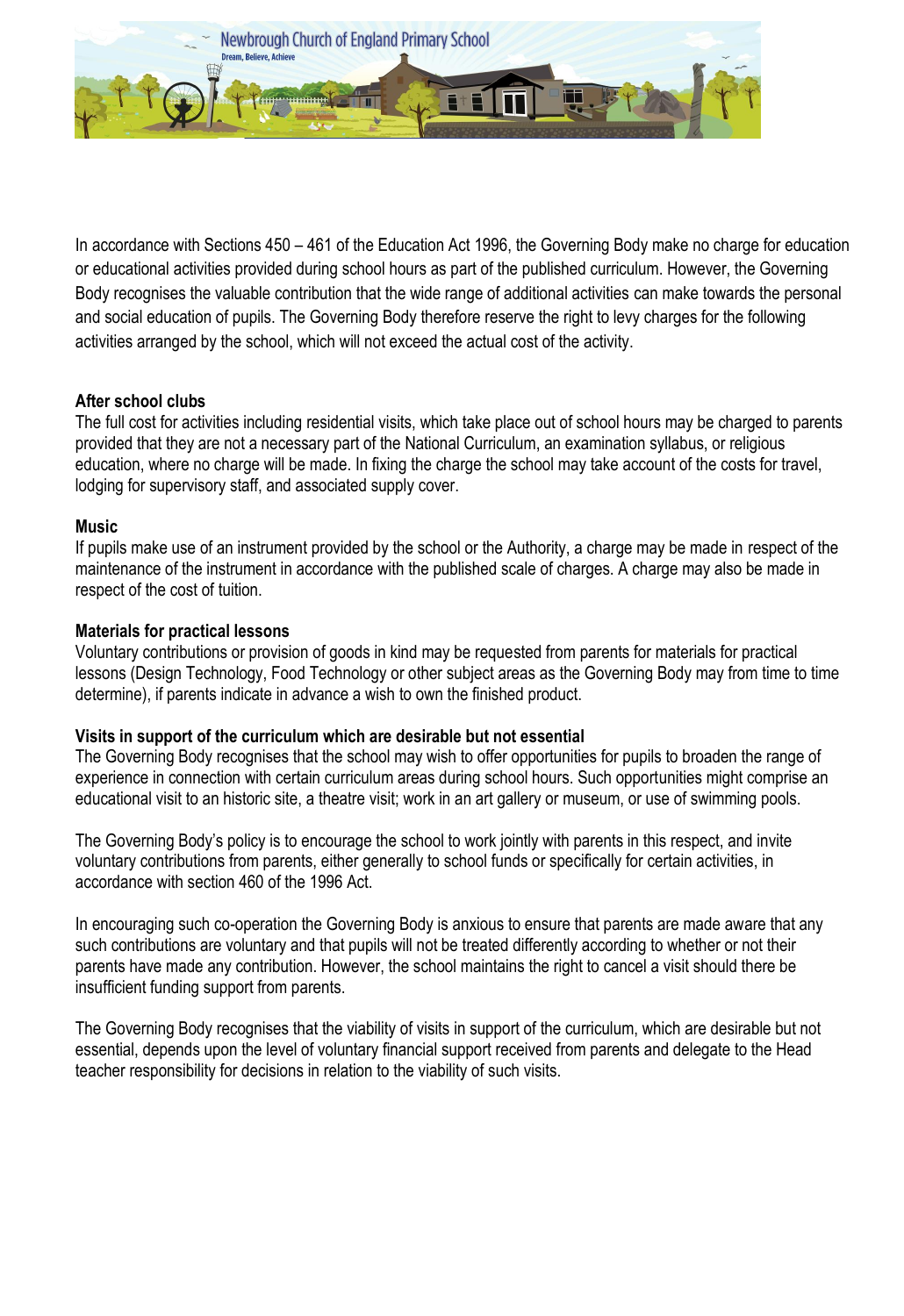In accordance with Sections 450 – 461 of the Education Act 1996, the Governing Body make no charge for education or educational activities provided during school hours as part of the published curriculum. However, the Governing Body recognises the valuable contribution that the wide range of additional activities can make towards the personal and social education of pupils. The Governing Body therefore reserve the right to levy charges for the following activities arranged by the school, which will not exceed the actual cost of the activity.

**After school clubs**
The full cost for activities including residential visits, which take place out of school hours may be charged to parents provided that they are not a necessary part of the National Curriculum, an examination syllabus, or religious education, where no charge will be made. In fixing the charge the school may take account of the costs for travel, lodging for supervisory staff, and associated supply cover.

**Music**
If pupils make use of an instrument provided by the school or the Authority, a charge may be made in respect of the maintenance of the instrument in accordance with the published scale of charges. A charge may also be made in respect of the cost of tuition.

**Materials for practical lessons**
Voluntary contributions or provision of goods in kind may be requested from parents for materials for practical lessons (Design Technology, Food Technology or other subject areas as the Governing Body may from time to time determine), if parents indicate in advance a wish to own the finished product.

**Visits in support of the curriculum which are desirable but not essential**
The Governing Body recognises that the school may wish to offer opportunities for pupils to broaden the range of experience in connection with certain curriculum areas during school hours. Such opportunities might comprise an educational visit to an historic site, a theatre visit; work in an art gallery or museum, or use of swimming pools.

The Governing Body's policy is to encourage the school to work jointly with parents in this respect, and invite voluntary contributions from parents, either generally to school funds or specifically for certain activities, in accordance with section 460 of the 1996 Act.

In encouraging such co-operation the Governing Body is anxious to ensure that parents are made aware that any such contributions are voluntary and that pupils will not be treated differently according to whether or not their parents have made any contribution. However, the school maintains the right to cancel a visit should there be insufficient funding support from parents.

The Governing Body recognises that the viability of visits in support of the curriculum, which are desirable but not essential, depends upon the level of voluntary financial support received from parents and delegate to the Head teacher responsibility for decisions in relation to the viability of such visits.